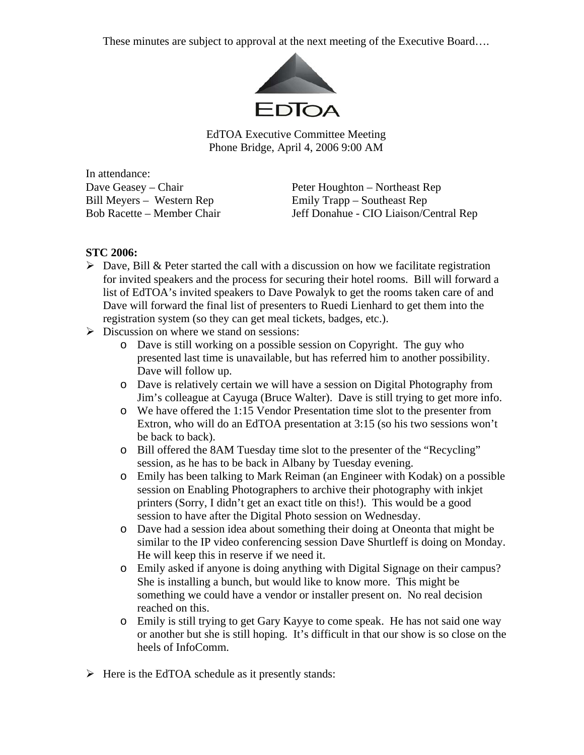These minutes are subject to approval at the next meeting of the Executive Board….

EdTOA

EdTOA Executive Committee Meeting
Phone Bridge, April 4, 2006 9:00 AM

In attendance:

Dave Geasey – Chair
Bill Meyers – Western Rep
Bob Racette – Member Chair
Peter Houghton – Northeast Rep
Emily Trapp – Southeast Rep
Jeff Donahue - CIO Liaison/Central Rep

**STC 2006:**

- Dave, Bill & Peter started the call with a discussion on how we facilitate registration for invited speakers and the process for securing their hotel rooms. Bill will forward a list of EdTOA's invited speakers to Dave Powalyk to get the rooms taken care of and Dave will forward the final list of presenters to Ruedi Lienhard to get them into the registration system (so they can get meal tickets, badges, etc.).
- Discussion on where we stand on sessions:
  - Dave is still working on a possible session on Copyright. The guy who presented last time is unavailable, but has referred him to another possibility. Dave will follow up.
  - Dave is relatively certain we will have a session on Digital Photography from Jim's colleague at Cayuga (Bruce Walter). Dave is still trying to get more info.
  - We have offered the 1:15 Vendor Presentation time slot to the presenter from Extron, who will do an EdTOA presentation at 3:15 (so his two sessions won't be back to back).
  - Bill offered the 8AM Tuesday time slot to the presenter of the "Recycling" session, as he has to be back in Albany by Tuesday evening.
  - Emily has been talking to Mark Reiman (an Engineer with Kodak) on a possible session on Enabling Photographers to archive their photography with inkjet printers (Sorry, I didn't get an exact title on this!). This would be a good session to have after the Digital Photo session on Wednesday.
  - Dave had a session idea about something their doing at Oneonta that might be similar to the IP video conferencing session Dave Shurtleff is doing on Monday. He will keep this in reserve if we need it.
  - Emily asked if anyone is doing anything with Digital Signage on their campus? She is installing a bunch, but would like to know more. This might be something we could have a vendor or installer present on. No real decision reached on this.
  - Emily is still trying to get Gary Kayye to come speak. He has not said one way or another but she is still hoping. It's difficult in that our show is so close on the heels of InfoComm.
- Here is the EdTOA schedule as it presently stands: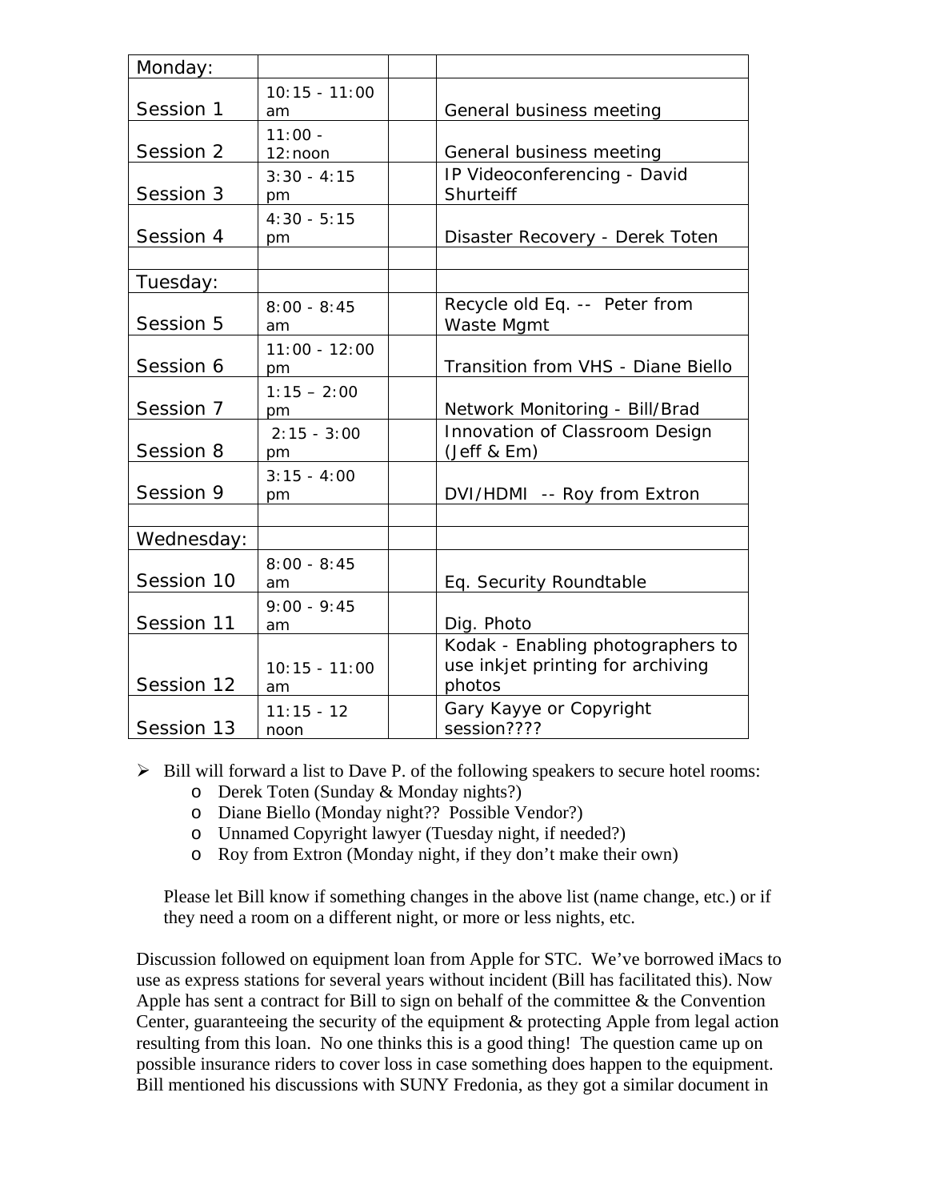| Monday: | | | |
|---|---|---|---|
| Session 1 | 10:15 - 11:00 am | | General business meeting |
| Session 2 | 11:00 - 12:noon | | General business meeting |
| Session 3 | 3:30 - 4:15 pm | | IP Videoconferencing - David Shurteiff |
| Session 4 | 4:30 - 5:15 pm | | Disaster Recovery - Derek Toten |
| | | | |
| Tuesday: | | | |
| Session 5 | 8:00 - 8:45 am | | Recycle old Eq. -- Peter from Waste Mgmt |
| Session 6 | 11:00 - 12:00 pm | | Transition from VHS - Diane Biello |
| Session 7 | 1:15 – 2:00 pm | | Network Monitoring - Bill/Brad |
| Session 8 | 2:15 - 3:00 pm | | Innovation of Classroom Design (Jeff & Em) |
| Session 9 | 3:15 - 4:00 pm | | DVI/HDMI -- Roy from Extron |
| | | | |
| Wednesday: | | | |
| Session 10 | 8:00 - 8:45 am | | Eq. Security Roundtable |
| Session 11 | 9:00 - 9:45 am | | Dig. Photo |
| Session 12 | 10:15 - 11:00 am | | Kodak - Enabling photographers to use inkjet printing for archiving photos |
| Session 13 | 11:15 - 12 noon | | Gary Kayye or Copyright session???? |

- Bill will forward a list to Dave P. of the following speakers to secure hotel rooms:
  - Derek Toten (Sunday & Monday nights?)
  - Diane Biello (Monday night?? Possible Vendor?)
  - Unnamed Copyright lawyer (Tuesday night, if needed?)
  - Roy from Extron (Monday night, if they don't make their own)

  Please let Bill know if something changes in the above list (name change, etc.) or if they need a room on a different night, or more or less nights, etc.

Discussion followed on equipment loan from Apple for STC. We've borrowed iMacs to use as express stations for several years without incident (Bill has facilitated this). Now Apple has sent a contract for Bill to sign on behalf of the committee & the Convention Center, guaranteeing the security of the equipment & protecting Apple from legal action resulting from this loan. No one thinks this is a good thing! The question came up on possible insurance riders to cover loss in case something does happen to the equipment. Bill mentioned his discussions with SUNY Fredonia, as they got a similar document in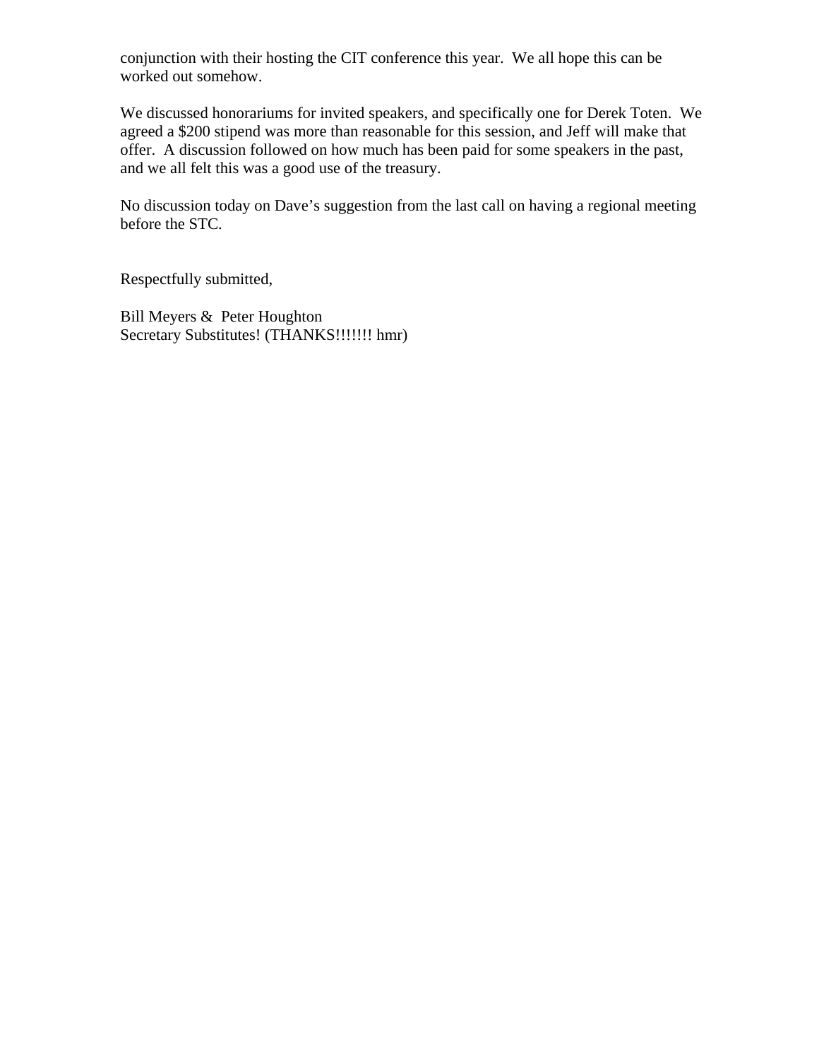conjunction with their hosting the CIT conference this year. We all hope this can be worked out somehow.

We discussed honorariums for invited speakers, and specifically one for Derek Toten. We agreed a $200 stipend was more than reasonable for this session, and Jeff will make that offer. A discussion followed on how much has been paid for some speakers in the past, and we all felt this was a good use of the treasury.

No discussion today on Dave's suggestion from the last call on having a regional meeting before the STC.

Respectfully submitted,

Bill Meyers & Peter Houghton
Secretary Substitutes! (THANKS!!!!!!! hmr)